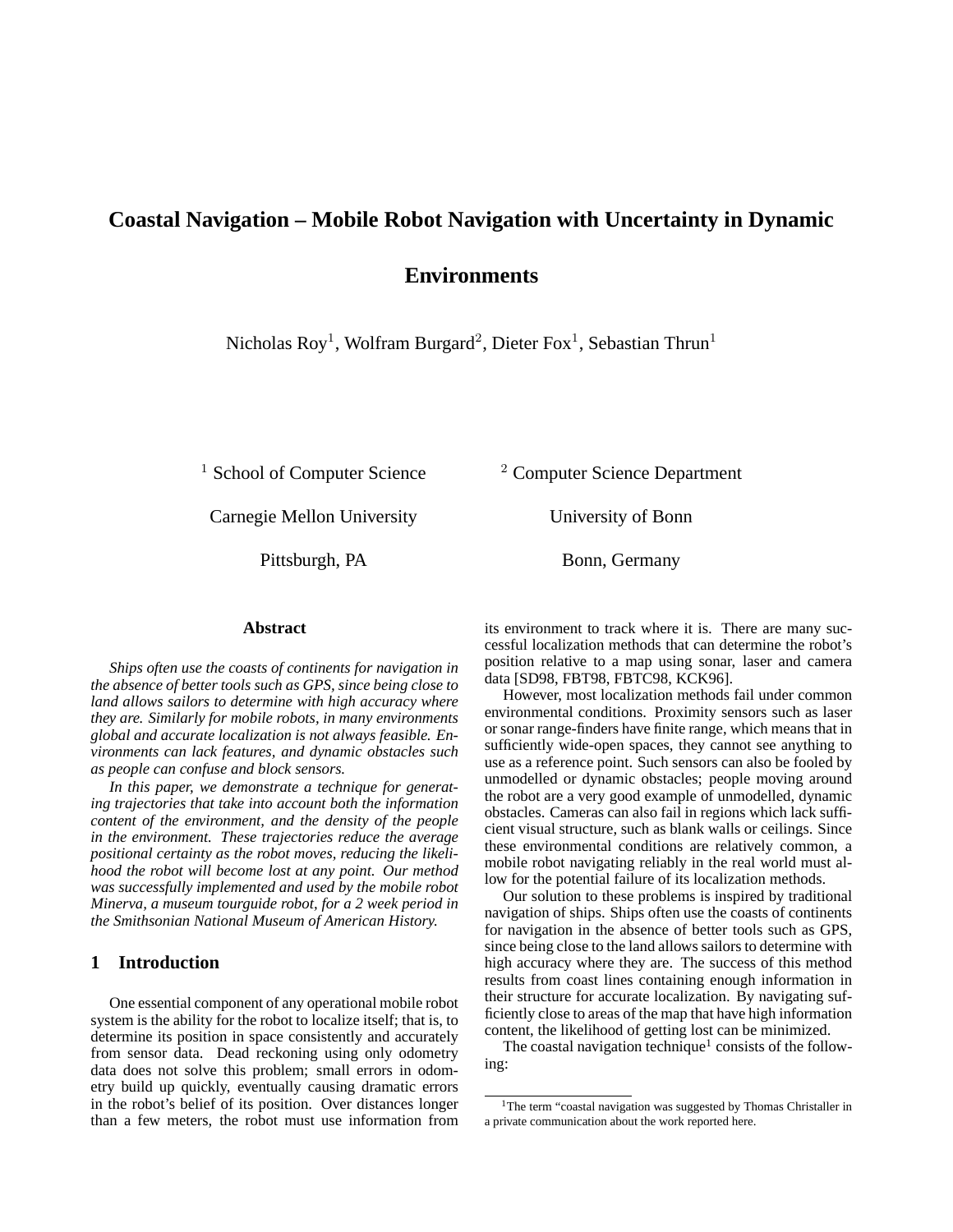# Coastal Navigation – Mobile Robot Navigation with Uncertainty in Dynamic Environments

Nicholas Roy[1], Wolfram Burgard[2], Dieter Fox[1], Sebastian Thrun[1]

[1] School of Computer Science
Carnegie Mellon University
Pittsburgh, PA

[2] Computer Science Department
University of Bonn
Bonn, Germany

### Abstract

*Ships often use the coasts of continents for navigation in the absence of better tools such as GPS, since being close to land allows sailors to determine with high accuracy where they are. Similarly for mobile robots, in many environments global and accurate localization is not always feasible. Environments can lack features, and dynamic obstacles such as people can confuse and block sensors.*

*In this paper, we demonstrate a technique for generating trajectories that take into account both the information content of the environment, and the density of the people in the environment. These trajectories reduce the average positional certainty as the robot moves, reducing the likelihood the robot will become lost at any point. Our method was successfully implemented and used by the mobile robot Minerva, a museum tourguide robot, for a 2 week period in the Smithsonian National Museum of American History.*

## 1 Introduction

One essential component of any operational mobile robot system is the ability for the robot to localize itself; that is, to determine its position in space consistently and accurately from sensor data. Dead reckoning using only odometry data does not solve this problem; small errors in odometry build up quickly, eventually causing dramatic errors in the robot's belief of its position. Over distances longer than a few meters, the robot must use information from its environment to track where it is. There are many successful localization methods that can determine the robot's position relative to a map using sonar, laser and camera data [SD98, FBT98, FBTC98, KCK96].

However, most localization methods fail under common environmental conditions. Proximity sensors such as laser or sonar range-finders have finite range, which means that in sufficiently wide-open spaces, they cannot see anything to use as a reference point. Such sensors can also be fooled by unmodelled or dynamic obstacles; people moving around the robot are a very good example of unmodelled, dynamic obstacles. Cameras can also fail in regions which lack sufficient visual structure, such as blank walls or ceilings. Since these environmental conditions are relatively common, a mobile robot navigating reliably in the real world must allow for the potential failure of its localization methods.

Our solution to these problems is inspired by traditional navigation of ships. Ships often use the coasts of continents for navigation in the absence of better tools such as GPS, since being close to the land allows sailors to determine with high accuracy where they are. The success of this method results from coast lines containing enough information in their structure for accurate localization. By navigating sufficiently close to areas of the map that have high information content, the likelihood of getting lost can be minimized.

The coastal navigation technique[1] consists of the following:

[1] The term "coastal navigation was suggested by Thomas Christaller in a private communication about the work reported here.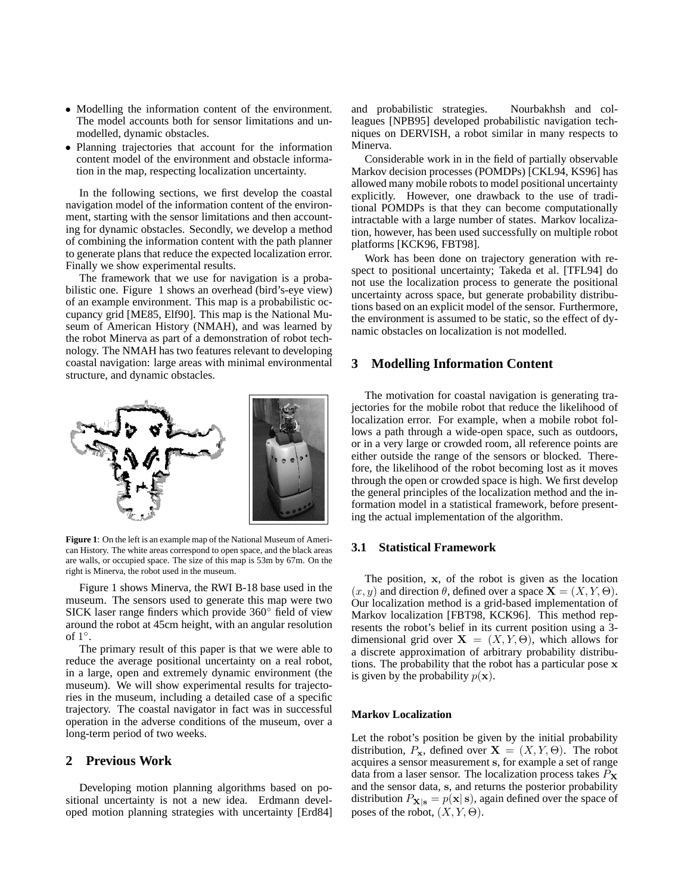- Modelling the information content of the environment. The model accounts both for sensor limitations and unmodelled, dynamic obstacles.
- Planning trajectories that account for the information content model of the environment and obstacle information in the map, respecting localization uncertainty.

In the following sections, we first develop the coastal navigation model of the information content of the environment, starting with the sensor limitations and then accounting for dynamic obstacles. Secondly, we develop a method of combining the information content with the path planner to generate plans that reduce the expected localization error. Finally we show experimental results.

The framework that we use for navigation is a probabilistic one. Figure 1 shows an overhead (bird's-eye view) of an example environment. This map is a probabilistic occupancy grid [ME85, Elf90]. This map is the National Museum of American History (NMAH), and was learned by the robot Minerva as part of a demonstration of robot technology. The NMAH has two features relevant to developing coastal navigation: large areas with minimal environmental structure, and dynamic obstacles.

**Figure 1**: On the left is an example map of the National Museum of American History. The white areas correspond to open space, and the black areas are walls, or occupied space. The size of this map is 53m by 67m. On the right is Minerva, the robot used in the museum.

Figure 1 shows Minerva, the RWI B-18 base used in the museum. The sensors used to generate this map were two SICK laser range finders which provide 360° field of view around the robot at 45cm height, with an angular resolution of 1°.

The primary result of this paper is that we were able to reduce the average positional uncertainty on a real robot, in a large, open and extremely dynamic environment (the museum). We will show experimental results for trajectories in the museum, including a detailed case of a specific trajectory. The coastal navigator in fact was in successful operation in the adverse conditions of the museum, over a long-term period of two weeks.

## 2 Previous Work

Developing motion planning algorithms based on positional uncertainty is not a new idea. Erdmann developed motion planning strategies with uncertainty [Erd84] and probabilistic strategies. Nourbakhsh and colleagues [NPB95] developed probabilistic navigation techniques on DERVISH, a robot similar in many respects to Minerva.

Considerable work in in the field of partially observable Markov decision processes (POMDPs) [CKL94, KS96] has allowed many mobile robots to model positional uncertainty explicitly. However, one drawback to the use of traditional POMDPs is that they can become computationally intractable with a large number of states. Markov localization, however, has been used successfully on multiple robot platforms [KCK96, FBT98].

Work has been done on trajectory generation with respect to positional uncertainty; Takeda et al. [TFL94] do not use the localization process to generate the positional uncertainty across space, but generate probability distributions based on an explicit model of the sensor. Furthermore, the environment is assumed to be static, so the effect of dynamic obstacles on localization is not modelled.

## 3 Modelling Information Content

The motivation for coastal navigation is generating trajectories for the mobile robot that reduce the likelihood of localization error. For example, when a mobile robot follows a path through a wide-open space, such as outdoors, or in a very large or crowded room, all reference points are either outside the range of the sensors or blocked. Therefore, the likelihood of the robot becoming lost as it moves through the open or crowded space is high. We first develop the general principles of the localization method and the information model in a statistical framework, before presenting the actual implementation of the algorithm.

### 3.1 Statistical Framework

The position, $\mathbf{x}$, of the robot is given as the location $(x, y)$ and direction $\theta$, defined over a space $\mathbf{X} = (X, Y, \Theta)$. Our localization method is a grid-based implementation of Markov localization [FBT98, KCK96]. This method represents the robot's belief in its current position using a 3-dimensional grid over $\mathbf{X} = (X, Y, \Theta)$, which allows for a discrete approximation of arbitrary probability distributions. The probability that the robot has a particular pose $\mathbf{x}$ is given by the probability $p(\mathbf{x})$.

#### Markov Localization

Let the robot's position be given by the initial probability distribution, $P_{\mathbf{x}}$, defined over $\mathbf{X} = (X, Y, \Theta)$. The robot acquires a sensor measurement $\mathbf{s}$, for example a set of range data from a laser sensor. The localization process takes $P_{\mathbf{X}}$ and the sensor data, $\mathbf{s}$, and returns the posterior probability distribution $P_{\mathbf{X}|\mathbf{s}} = p(\mathbf{x}|\,\mathbf{s})$, again defined over the space of poses of the robot, $(X, Y, \Theta)$.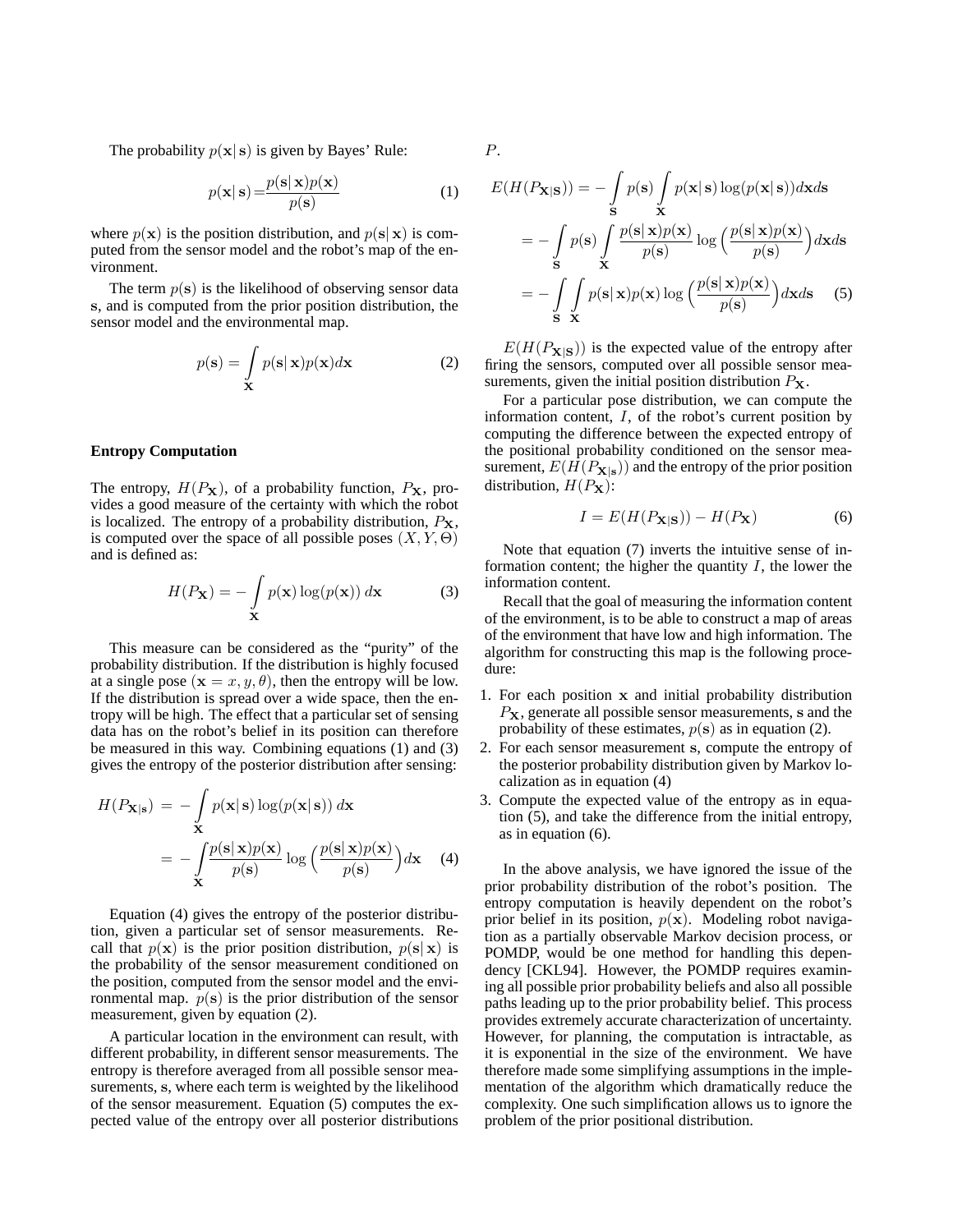The probability $p(\mathbf{x}|\,\mathbf{s})$ is given by Bayes' Rule:

$$p(\mathbf{x}|\,\mathbf{s}) = \frac{p(\mathbf{s}|\,\mathbf{x})p(\mathbf{x})}{p(\mathbf{s})} \tag{1}$$

where $p(\mathbf{x})$ is the position distribution, and $p(\mathbf{s}|\,\mathbf{x})$ is computed from the sensor model and the robot's map of the environment.

The term $p(\mathbf{s})$ is the likelihood of observing sensor data $\mathbf{s}$, and is computed from the prior position distribution, the sensor model and the environmental map.

$$p(\mathbf{s}) = \int_{\mathbf{X}} p(\mathbf{s}|\,\mathbf{x})p(\mathbf{x})d\mathbf{x} \tag{2}$$

### Entropy Computation

The entropy, $H(P_{\mathbf{X}})$, of a probability function, $P_{\mathbf{X}}$, provides a good measure of the certainty with which the robot is localized. The entropy of a probability distribution, $P_{\mathbf{X}}$, is computed over the space of all possible poses $(X, Y, \Theta)$ and is defined as:

$$H(P_{\mathbf{X}}) = -\int_{\mathbf{X}} p(\mathbf{x}) \log(p(\mathbf{x}))\, d\mathbf{x} \tag{3}$$

This measure can be considered as the "purity" of the probability distribution. If the distribution is highly focused at a single pose $(\mathbf{x} = x, y, \theta)$, then the entropy will be low. If the distribution is spread over a wide space, then the entropy will be high. The effect that a particular set of sensing data has on the robot's belief in its position can therefore be measured in this way. Combining equations (1) and (3) gives the entropy of the posterior distribution after sensing:

$$\begin{aligned} H(P_{\mathbf{X}|\mathbf{s}}) &= -\int_{\mathbf{X}} p(\mathbf{x}|\,\mathbf{s}) \log(p(\mathbf{x}|\,\mathbf{s}))\, d\mathbf{x} \\ &= -\int_{\mathbf{X}} \frac{p(\mathbf{s}|\,\mathbf{x})p(\mathbf{x})}{p(\mathbf{s})} \log\Big(\frac{p(\mathbf{s}|\,\mathbf{x})p(\mathbf{x})}{p(\mathbf{s})}\Big) d\mathbf{x} \end{aligned} \tag{4}$$

Equation (4) gives the entropy of the posterior distribution, given a particular set of sensor measurements. Recall that $p(\mathbf{x})$ is the prior position distribution, $p(\mathbf{s}|\,\mathbf{x})$ is the probability of the sensor measurement conditioned on the position, computed from the sensor model and the environmental map. $p(\mathbf{s})$ is the prior distribution of the sensor measurement, given by equation (2).

A particular location in the environment can result, with different probability, in different sensor measurements. The entropy is therefore averaged from all possible sensor measurements, $\mathbf{s}$, where each term is weighted by the likelihood of the sensor measurement. Equation (5) computes the expected value of the entropy over all posterior distributions $P$.

$$\begin{aligned} E(H(P_{\mathbf{X}|\mathbf{S}})) &= -\int_{\mathbf{S}} p(\mathbf{s}) \int_{\mathbf{X}} p(\mathbf{x}|\,\mathbf{s}) \log(p(\mathbf{x}|\,\mathbf{s})) d\mathbf{x} d\mathbf{s} \\ &= -\int_{\mathbf{S}} p(\mathbf{s}) \int_{\mathbf{X}} \frac{p(\mathbf{s}|\,\mathbf{x})p(\mathbf{x})}{p(\mathbf{s})} \log\Big(\frac{p(\mathbf{s}|\,\mathbf{x})p(\mathbf{x})}{p(\mathbf{s})}\Big) d\mathbf{x} d\mathbf{s} \\ &= -\int_{\mathbf{S}} \int_{\mathbf{X}} p(\mathbf{s}|\,\mathbf{x})p(\mathbf{x}) \log\Big(\frac{p(\mathbf{s}|\,\mathbf{x})p(\mathbf{x})}{p(\mathbf{s})}\Big) d\mathbf{x} d\mathbf{s} \end{aligned} \tag{5}$$

$E(H(P_{\mathbf{X}|\mathbf{S}}))$ is the expected value of the entropy after firing the sensors, computed over all possible sensor measurements, given the initial position distribution $P_{\mathbf{X}}$.

For a particular pose distribution, we can compute the information content, $I$, of the robot's current position by computing the difference between the expected entropy of the positional probability conditioned on the sensor measurement, $E(H(P_{\mathbf{X}|\mathbf{s}}))$ and the entropy of the prior position distribution, $H(P_{\mathbf{X}})$:

$$I = E(H(P_{\mathbf{X}|\mathbf{S}})) - H(P_{\mathbf{X}}) \tag{6}$$

Note that equation (7) inverts the intuitive sense of information content; the higher the quantity $I$, the lower the information content.

Recall that the goal of measuring the information content of the environment, is to be able to construct a map of areas of the environment that have low and high information. The algorithm for constructing this map is the following procedure:

1. For each position $\mathbf{x}$ and initial probability distribution $P_{\mathbf{X}}$, generate all possible sensor measurements, $\mathbf{s}$ and the probability of these estimates, $p(\mathbf{s})$ as in equation (2).
2. For each sensor measurement $\mathbf{s}$, compute the entropy of the posterior probability distribution given by Markov localization as in equation (4)
3. Compute the expected value of the entropy as in equation (5), and take the difference from the initial entropy, as in equation (6).

In the above analysis, we have ignored the issue of the prior probability distribution of the robot's position. The entropy computation is heavily dependent on the robot's prior belief in its position, $p(\mathbf{x})$. Modeling robot navigation as a partially observable Markov decision process, or POMDP, would be one method for handling this dependency [CKL94]. However, the POMDP requires examining all possible prior probability beliefs and also all possible paths leading up to the prior probability belief. This process provides extremely accurate characterization of uncertainty. However, for planning, the computation is intractable, as it is exponential in the size of the environment. We have therefore made some simplifying assumptions in the implementation of the algorithm which dramatically reduce the complexity. One such simplification allows us to ignore the problem of the prior positional distribution.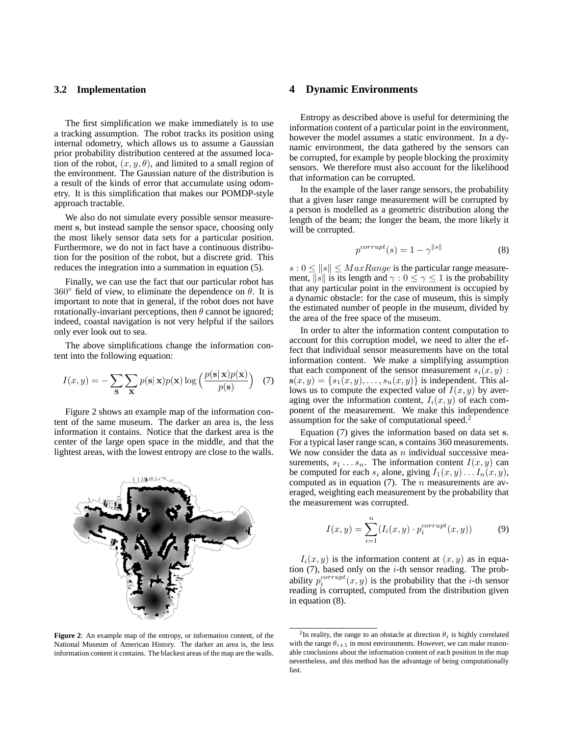### 3.2 Implementation

The first simplification we make immediately is to use a tracking assumption. The robot tracks its position using internal odometry, which allows us to assume a Gaussian prior probability distribution centered at the assumed location of the robot, $(x, y, \theta)$, and limited to a small region of the environment. The Gaussian nature of the distribution is a result of the kinds of error that accumulate using odometry. It is this simplification that makes our POMDP-style approach tractable.

We also do not simulate every possible sensor measurement $\mathbf{s}$, but instead sample the sensor space, choosing only the most likely sensor data sets for a particular position. Furthermore, we do not in fact have a continuous distribution for the position of the robot, but a discrete grid. This reduces the integration into a summation in equation (5).

Finally, we can use the fact that our particular robot has $360^\circ$ field of view, to eliminate the dependence on $\theta$. It is important to note that in general, if the robot does not have rotationally-invariant perceptions, then $\theta$ cannot be ignored; indeed, coastal navigation is not very helpful if the sailors only ever look out to sea.

The above simplifications change the information content into the following equation:

$$I(x, y) = -\sum_{\mathbf{s}} \sum_{\mathbf{x}} p(\mathbf{s}|\,\mathbf{x}) p(\mathbf{x}) \log\left(\frac{p(\mathbf{s}|\,\mathbf{x}) p(\mathbf{x})}{p(\mathbf{s})}\right) \quad (7)$$

Figure 2 shows an example map of the information content of the same museum. The darker an area is, the less information it contains. Notice that the darkest area is the center of the large open space in the middle, and that the lightest areas, with the lowest entropy are close to the walls.

**Figure 2**: An example map of the entropy, or information content, of the National Museum of American History. The darker an area is, the less information content it contains. The blackest areas of the map are the walls.

## 4 Dynamic Environments

Entropy as described above is useful for determining the information content of a particular point in the environment, however the model assumes a static environment. In a dynamic environment, the data gathered by the sensors can be corrupted, for example by people blocking the proximity sensors. We therefore must also account for the likelihood that information can be corrupted.

In the example of the laser range sensors, the probability that a given laser range measurement will be corrupted by a person is modelled as a geometric distribution along the length of the beam; the longer the beam, the more likely it will be corrupted.

$$p^{corrupt}(s) = 1 - \gamma^{\|s\|} \quad (8)$$

$s : 0 \leq \|s\| \leq MaxRange$ is the particular range measurement, $\|s\|$ is its length and $\gamma : 0 \leq \gamma \leq 1$ is the probability that any particular point in the environment is occupied by a dynamic obstacle: for the case of museum, this is simply the estimated number of people in the museum, divided by the area of the free space of the museum.

In order to alter the information content computation to account for this corruption model, we need to alter the effect that individual sensor measurements have on the total information content. We make a simplifying assumption that each component of the sensor measurement $s_i(x, y)$ : $\mathbf{s}(x, y) = \{s_1(x, y), \ldots, s_n(x, y)\}$ is independent. This allows us to compute the expected value of $I(x, y)$ by averaging over the information content, $I_i(x, y)$ of each component of the measurement. We make this independence assumption for the sake of computational speed.[2]

Equation (7) gives the information based on data set $\mathbf{s}$. For a typical laser range scan, $\mathbf{s}$ contains 360 measurements. We now consider the data as $n$ individual successive measurements, $s_1 \ldots s_n$. The information content $I(x, y)$ can be computed for each $s_i$ alone, giving $I_1(x, y) \ldots I_n(x, y)$, computed as in equation (7). The $n$ measurements are averaged, weighting each measurement by the probability that the measurement was corrupted.

$$I(x, y) = \sum_{i=1}^{n} (I_i(x, y) \cdot p_i^{corrupt}(x, y)) \quad (9)$$

$I_i(x, y)$ is the information content at $(x, y)$ as in equation (7), based only on the $i$-th sensor reading. The probability $p_i^{corrupt}(x, y)$ is the probability that the $i$-th sensor reading is corrupted, computed from the distribution given in equation (8).

[2] In reality, the range to an obstacle at direction $\theta_i$ is highly correlated with the range $\theta_{i+1}$ in most environments. However, we can make reasonable conclusions about the information content of each position in the map nevertheless, and this method has the advantage of being computationally fast.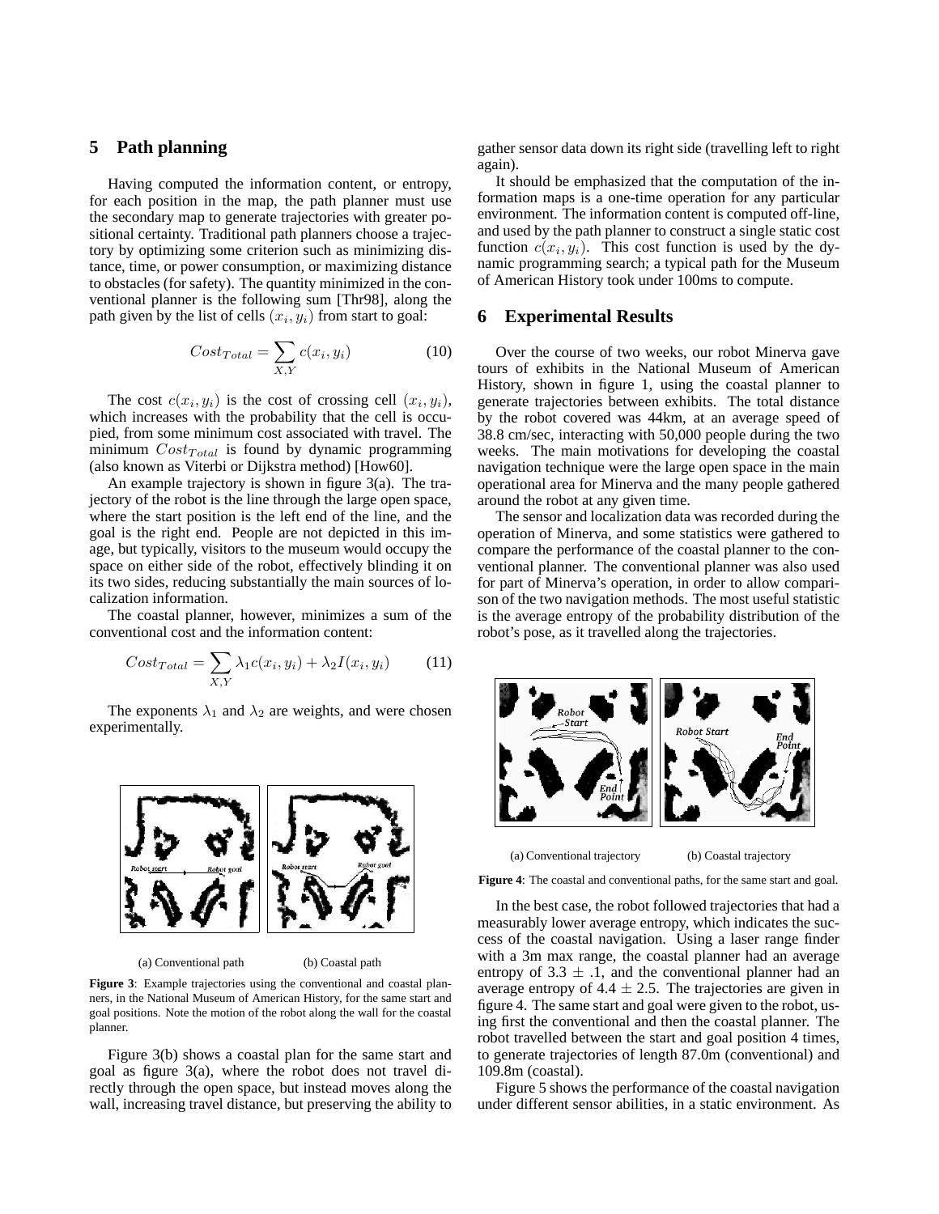## 5 Path planning

Having computed the information content, or entropy, for each position in the map, the path planner must use the secondary map to generate trajectories with greater positional certainty. Traditional path planners choose a trajectory by optimizing some criterion such as minimizing distance, time, or power consumption, or maximizing distance to obstacles (for safety). The quantity minimized in the conventional planner is the following sum [Thr98], along the path given by the list of cells $(x_i, y_i)$ from start to goal:

$$Cost_{Total} = \sum_{X,Y} c(x_i, y_i) \tag{10}$$

The cost $c(x_i, y_i)$ is the cost of crossing cell $(x_i, y_i)$, which increases with the probability that the cell is occupied, from some minimum cost associated with travel. The minimum $Cost_{Total}$ is found by dynamic programming (also known as Viterbi or Dijkstra method) [How60].

An example trajectory is shown in figure 3(a). The trajectory of the robot is the line through the large open space, where the start position is the left end of the line, and the goal is the right end. People are not depicted in this image, but typically, visitors to the museum would occupy the space on either side of the robot, effectively blinding it on its two sides, reducing substantially the main sources of localization information.

The coastal planner, however, minimizes a sum of the conventional cost and the information content:

$$Cost_{Total} = \sum_{X,Y} \lambda_1 c(x_i, y_i) + \lambda_2 I(x_i, y_i) \tag{11}$$

The exponents $\lambda_1$ and $\lambda_2$ are weights, and were chosen experimentally.

(a) Conventional path (b) Coastal path

**Figure 3**: Example trajectories using the conventional and coastal planners, in the National Museum of American History, for the same start and goal positions. Note the motion of the robot along the wall for the coastal planner.

Figure 3(b) shows a coastal plan for the same start and goal as figure 3(a), where the robot does not travel directly through the open space, but instead moves along the wall, increasing travel distance, but preserving the ability to gather sensor data down its right side (travelling left to right again).

It should be emphasized that the computation of the information maps is a one-time operation for any particular environment. The information content is computed off-line, and used by the path planner to construct a single static cost function $c(x_i, y_i)$. This cost function is used by the dynamic programming search; a typical path for the Museum of American History took under 100ms to compute.

## 6 Experimental Results

Over the course of two weeks, our robot Minerva gave tours of exhibits in the National Museum of American History, shown in figure 1, using the coastal planner to generate trajectories between exhibits. The total distance by the robot covered was 44km, at an average speed of 38.8 cm/sec, interacting with 50,000 people during the two weeks. The main motivations for developing the coastal navigation technique were the large open space in the main operational area for Minerva and the many people gathered around the robot at any given time.

The sensor and localization data was recorded during the operation of Minerva, and some statistics were gathered to compare the performance of the coastal planner to the conventional planner. The conventional planner was also used for part of Minerva's operation, in order to allow comparison of the two navigation methods. The most useful statistic is the average entropy of the probability distribution of the robot's pose, as it travelled along the trajectories.

(a) Conventional trajectory (b) Coastal trajectory

**Figure 4**: The coastal and conventional paths, for the same start and goal.

In the best case, the robot followed trajectories that had a measurably lower average entropy, which indicates the success of the coastal navigation. Using a laser range finder with a 3m max range, the coastal planner had an average entropy of $3.3 \pm .1$, and the conventional planner had an average entropy of $4.4 \pm 2.5$. The trajectories are given in figure 4. The same start and goal were given to the robot, using first the conventional and then the coastal planner. The robot travelled between the start and goal position 4 times, to generate trajectories of length 87.0m (conventional) and 109.8m (coastal).

Figure 5 shows the performance of the coastal navigation under different sensor abilities, in a static environment. As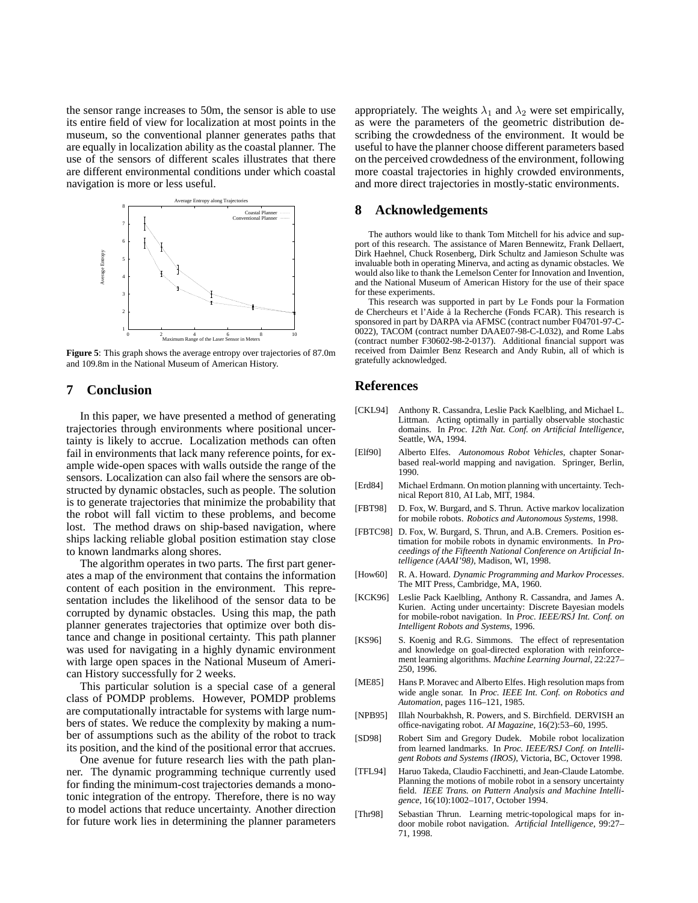the sensor range increases to 50m, the sensor is able to use its entire field of view for localization at most points in the museum, so the conventional planner generates paths that are equally in localization ability as the coastal planner. The use of the sensors of different scales illustrates that there are different environmental conditions under which coastal navigation is more or less useful.

Average Entropy along Trajectories

Coastal Planner
Conventional Planner

Average Entropy

Maximum Range of the Laser Sensor in Meters

1
2
3
4
5
6
7
8

0
2
4
6
8
10

**Figure 5**: This graph shows the average entropy over trajectories of 87.0m and 109.8m in the National Museum of American History.

## 7 Conclusion

In this paper, we have presented a method of generating trajectories through environments where positional uncertainty is likely to accrue. Localization methods can often fail in environments that lack many reference points, for example wide-open spaces with walls outside the range of the sensors. Localization can also fail where the sensors are obstructed by dynamic obstacles, such as people. The solution is to generate trajectories that minimize the probability that the robot will fall victim to these problems, and become lost. The method draws on ship-based navigation, where ships lacking reliable global position estimation stay close to known landmarks along shores.

The algorithm operates in two parts. The first part generates a map of the environment that contains the information content of each position in the environment. This representation includes the likelihood of the sensor data to be corrupted by dynamic obstacles. Using this map, the path planner generates trajectories that optimize over both distance and change in positional certainty. This path planner was used for navigating in a highly dynamic environment with large open spaces in the National Museum of American History successfully for 2 weeks.

This particular solution is a special case of a general class of POMDP problems. However, POMDP problems are computationally intractable for systems with large numbers of states. We reduce the complexity by making a number of assumptions such as the ability of the robot to track its position, and the kind of the positional error that accrues.

One avenue for future research lies with the path planner. The dynamic programming technique currently used for finding the minimum-cost trajectories demands a monotonic integration of the entropy. Therefore, there is no way to model actions that reduce uncertainty. Another direction for future work lies in determining the planner parameters appropriately. The weights $\lambda_1$ and $\lambda_2$ were set empirically, as were the parameters of the geometric distribution describing the crowdedness of the environment. It would be useful to have the planner choose different parameters based on the perceived crowdedness of the environment, following more coastal trajectories in highly crowded environments, and more direct trajectories in mostly-static environments.

## 8 Acknowledgements

The authors would like to thank Tom Mitchell for his advice and support of this research. The assistance of Maren Bennewitz, Frank Dellaert, Dirk Haehnel, Chuck Rosenberg, Dirk Schultz and Jamieson Schulte was invaluable both in operating Minerva, and acting as dynamic obstacles. We would also like to thank the Lemelson Center for Innovation and Invention, and the National Museum of American History for the use of their space for these experiments.

This research was supported in part by Le Fonds pour la Formation de Chercheurs et l'Aide à la Recherche (Fonds FCAR). This research is sponsored in part by DARPA via AFMSC (contract number F04701-97-C-0022), TACOM (contract number DAAE07-98-C-L032), and Rome Labs (contract number F30602-98-2-0137). Additional financial support was received from Daimler Benz Research and Andy Rubin, all of which is gratefully acknowledged.

## References

[CKL94] Anthony R. Cassandra, Leslie Pack Kaelbling, and Michael L. Littman. Acting optimally in partially observable stochastic domains. In *Proc. 12th Nat. Conf. on Artificial Intelligence*, Seattle, WA, 1994.

[Elf90] Alberto Elfes. *Autonomous Robot Vehicles*, chapter Sonar-based real-world mapping and navigation. Springer, Berlin, 1990.

[Erd84] Michael Erdmann. On motion planning with uncertainty. Technical Report 810, AI Lab, MIT, 1984.

[FBT98] D. Fox, W. Burgard, and S. Thrun. Active markov localization for mobile robots. *Robotics and Autonomous Systems*, 1998.

[FBTC98] D. Fox, W. Burgard, S. Thrun, and A.B. Cremers. Position estimation for mobile robots in dynamic environments. In *Proceedings of the Fifteenth National Conference on Artificial Intelligence (AAAI'98)*, Madison, WI, 1998.

[How60] R. A. Howard. *Dynamic Programming and Markov Processes*. The MIT Press, Cambridge, MA, 1960.

[KCK96] Leslie Pack Kaelbling, Anthony R. Cassandra, and James A. Kurien. Acting under uncertainty: Discrete Bayesian models for mobile-robot navigation. In *Proc. IEEE/RSJ Int. Conf. on Intelligent Robots and Systems*, 1996.

[KS96] S. Koenig and R.G. Simmons. The effect of representation and knowledge on goal-directed exploration with reinforcement learning algorithms. *Machine Learning Journal*, 22:227–250, 1996.

[ME85] Hans P. Moravec and Alberto Elfes. High resolution maps from wide angle sonar. In *Proc. IEEE Int. Conf. on Robotics and Automation*, pages 116–121, 1985.

[NPB95] Illah Nourbakhsh, R. Powers, and S. Birchfield. DERVISH an office-navigating robot. *AI Magazine*, 16(2):53–60, 1995.

[SD98] Robert Sim and Gregory Dudek. Mobile robot localization from learned landmarks. In *Proc. IEEE/RSJ Conf. on Intelligent Robots and Systems (IROS)*, Victoria, BC, Octover 1998.

[TFL94] Haruo Takeda, Claudio Facchinetti, and Jean-Claude Latombe. Planning the motions of mobile robot in a sensory uncertainty field. *IEEE Trans. on Pattern Analysis and Machine Intelligence*, 16(10):1002–1017, October 1994.

[Thr98] Sebastian Thrun. Learning metric-topological maps for indoor mobile robot navigation. *Artificial Intelligence*, 99:27–71, 1998.